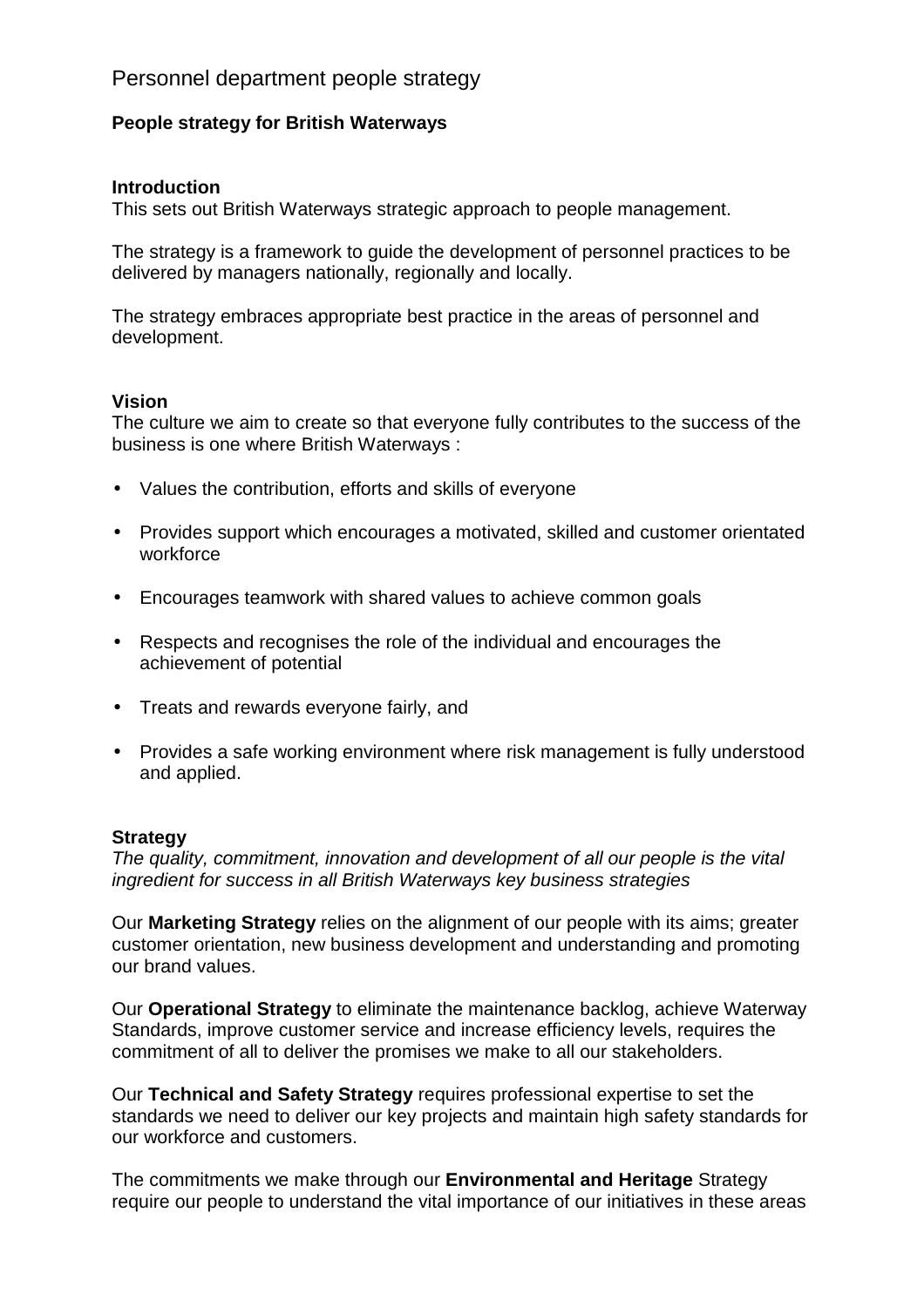# Personnel department people strategy

**People strategy for British Waterways**

**Introduction**

This sets out British Waterways strategic approach to people management.

The strategy is a framework to guide the development of personnel practices to be delivered by managers nationally, regionally and locally.

The strategy embraces appropriate best practice in the areas of personnel and development.

**Vision**

The culture we aim to create so that everyone fully contributes to the success of the business is one where British Waterways :

- Values the contribution, efforts and skills of everyone
- Provides support which encourages a motivated, skilled and customer orientated workforce
- Encourages teamwork with shared values to achieve common goals
- Respects and recognises the role of the individual and encourages the achievement of potential
- Treats and rewards everyone fairly, and
- Provides a safe working environment where risk management is fully understood and applied.

**Strategy**

*The quality, commitment, innovation and development of all our people is the vital ingredient for success in all British Waterways key business strategies*

Our **Marketing Strategy** relies on the alignment of our people with its aims; greater customer orientation, new business development and understanding and promoting our brand values.

Our **Operational Strategy** to eliminate the maintenance backlog, achieve Waterway Standards, improve customer service and increase efficiency levels, requires the commitment of all to deliver the promises we make to all our stakeholders.

Our **Technical and Safety Strategy** requires professional expertise to set the standards we need to deliver our key projects and maintain high safety standards for our workforce and customers.

The commitments we make through our **Environmental and Heritage** Strategy require our people to understand the vital importance of our initiatives in these areas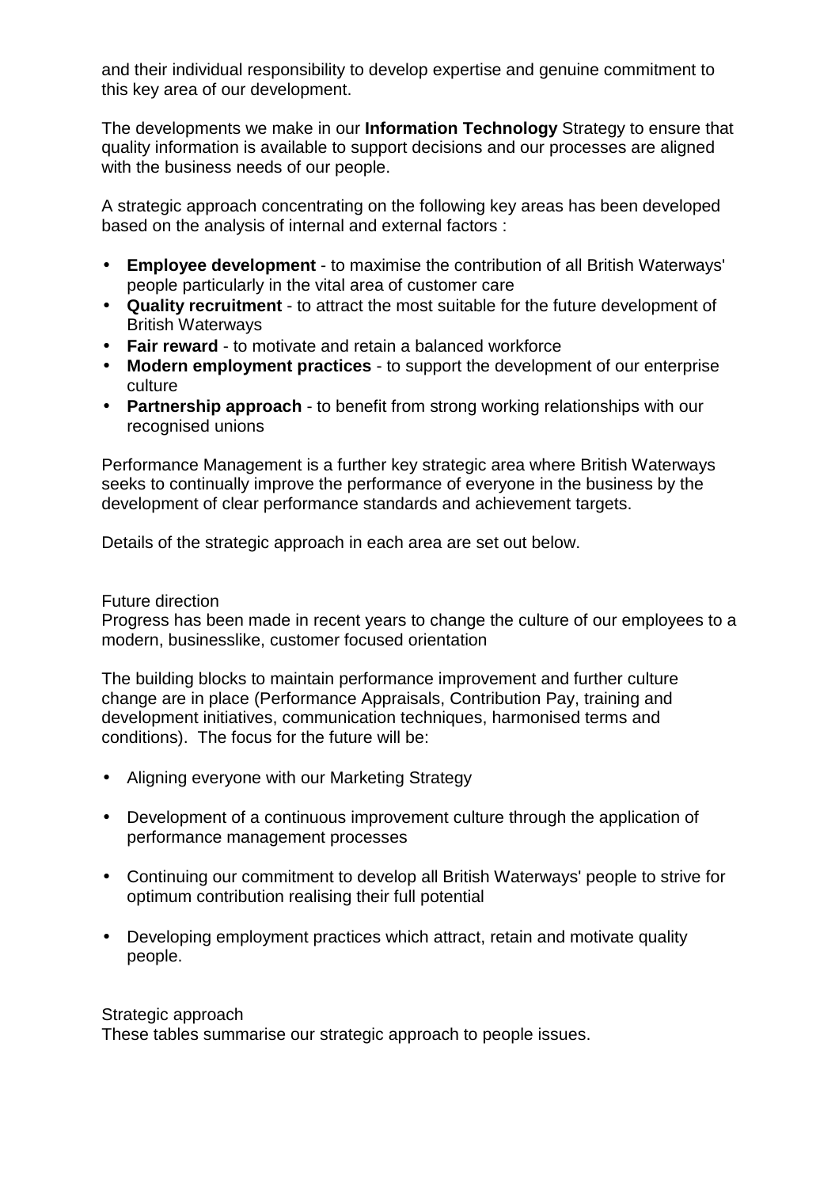and their individual responsibility to develop expertise and genuine commitment to this key area of our development.

The developments we make in our **Information Technology** Strategy to ensure that quality information is available to support decisions and our processes are aligned with the business needs of our people.

A strategic approach concentrating on the following key areas has been developed based on the analysis of internal and external factors :

- **Employee development** - to maximise the contribution of all British Waterways' people particularly in the vital area of customer care
- **Quality recruitment** - to attract the most suitable for the future development of British Waterways
- **Fair reward** - to motivate and retain a balanced workforce
- **Modern employment practices** - to support the development of our enterprise culture
- **Partnership approach** - to benefit from strong working relationships with our recognised unions

Performance Management is a further key strategic area where British Waterways seeks to continually improve the performance of everyone in the business by the development of clear performance standards and achievement targets.

Details of the strategic approach in each area are set out below.

Future direction

Progress has been made in recent years to change the culture of our employees to a modern, businesslike, customer focused orientation

The building blocks to maintain performance improvement and further culture change are in place (Performance Appraisals, Contribution Pay, training and development initiatives, communication techniques, harmonised terms and conditions). The focus for the future will be:

- Aligning everyone with our Marketing Strategy
- Development of a continuous improvement culture through the application of performance management processes
- Continuing our commitment to develop all British Waterways' people to strive for optimum contribution realising their full potential
- Developing employment practices which attract, retain and motivate quality people.

Strategic approach

These tables summarise our strategic approach to people issues.